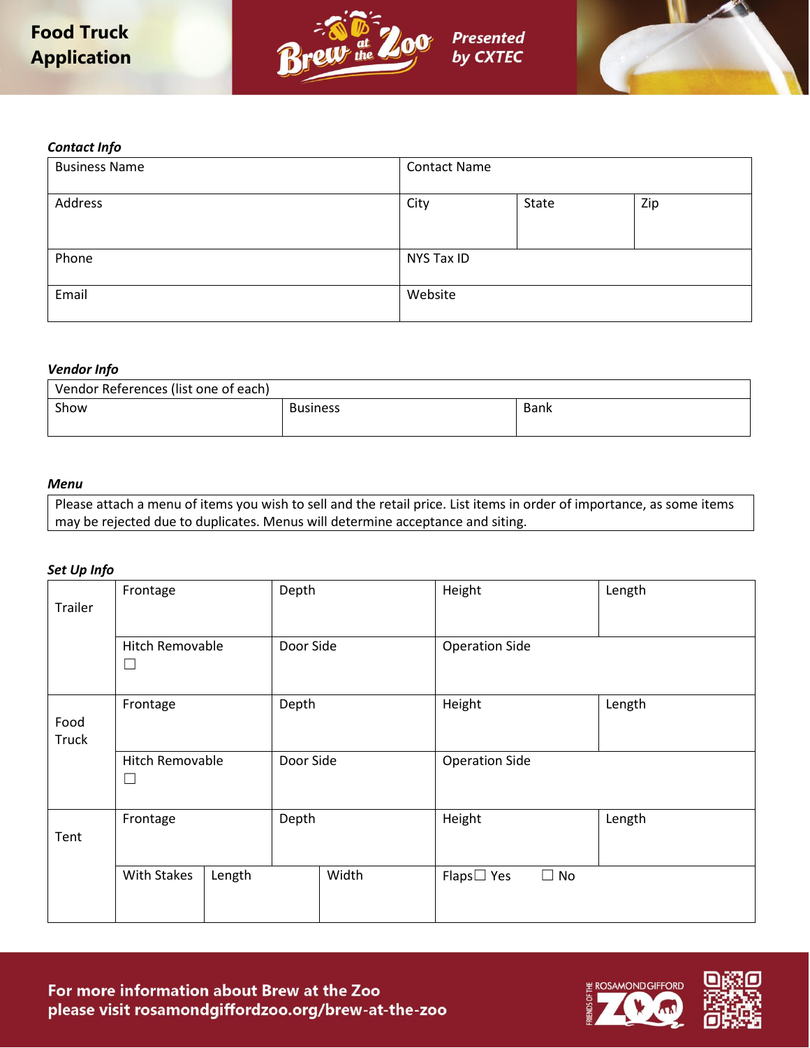# Food Truck Application

**Brew at the Zoo** *Presented by CXTEC*

***Contact Info***

| Business Name | | | Contact Name |
|---|---|---|---|
| Address | City | State | Zip |
| Phone | NYS Tax ID | | |
| Email | Website | | |

***Vendor Info***

| Vendor References (list one of each) | | |
|---|---|---|
| Show | Business | Bank |

***Menu***

Please attach a menu of items you wish to sell and the retail price. List items in order of importance, as some items may be rejected due to duplicates. Menus will determine acceptance and siting.

***Set Up Info***

| | | | | |
|---|---|---|---|---|
| Trailer | Frontage | Depth | Height | Length |
| | Hitch Removable ☐ | Door Side | Operation Side | |
| Food Truck | Frontage | Depth | Height | Length |
| | Hitch Removable ☐ | Door Side | Operation Side | |
| Tent | Frontage | Depth | Height | Length |
| | With Stakes / Length | Width | Flaps ☐ Yes ☐ No | |

**For more information about Brew at the Zoo please visit rosamondgiffordzoo.org/brew-at-the-zoo**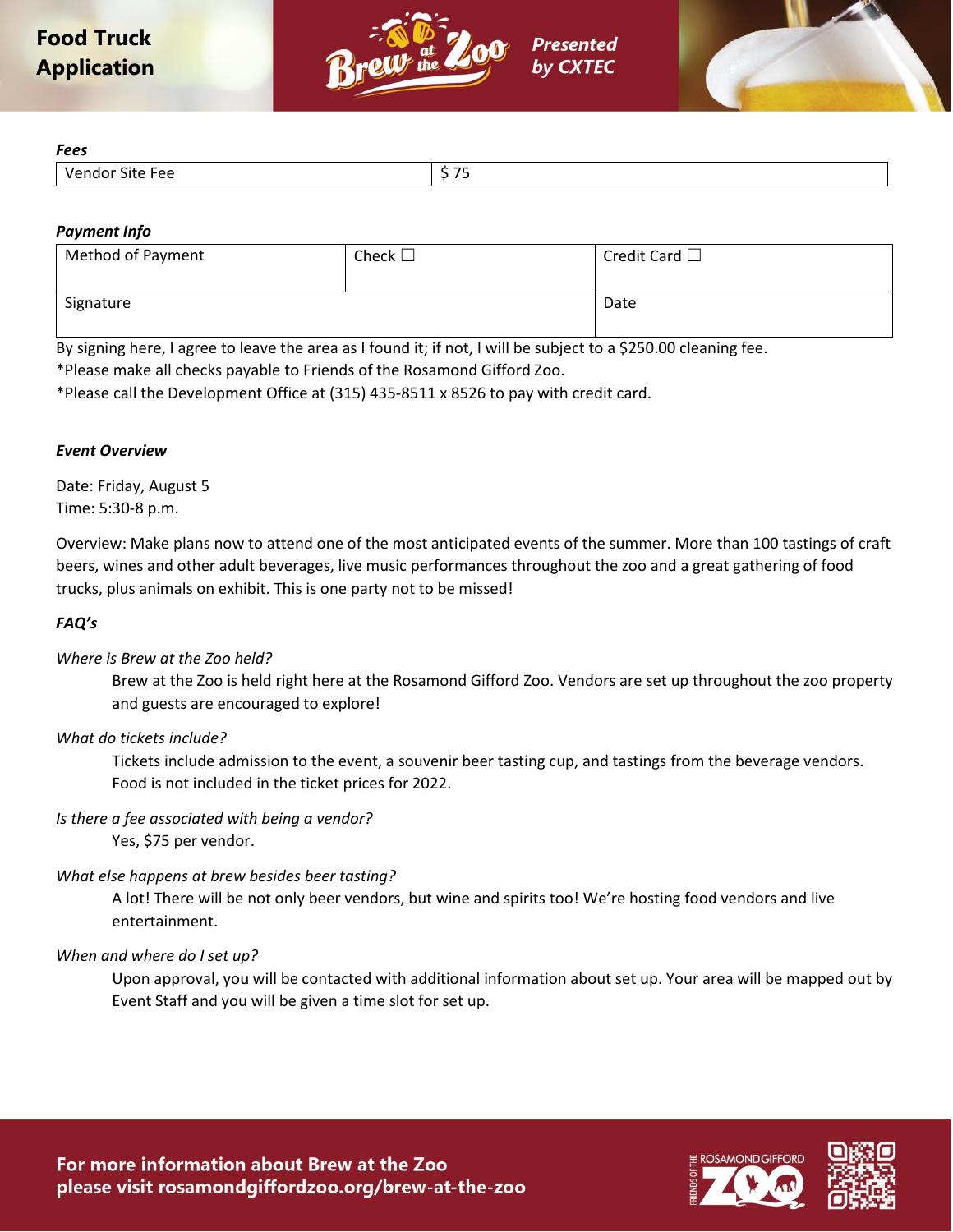# Food Truck Application

Brew at the Zoo — Presented by CXTEC

***Fees***

| Vendor Site Fee | $ 75 |
|---|---|

***Payment Info***

| Method of Payment | Check ☐ | Credit Card ☐ |
|---|---|---|
| Signature | | Date |

By signing here, I agree to leave the area as I found it; if not, I will be subject to a $250.00 cleaning fee.
*Please make all checks payable to Friends of the Rosamond Gifford Zoo.
*Please call the Development Office at (315) 435-8511 x 8526 to pay with credit card.

***Event Overview***

Date: Friday, August 5
Time: 5:30-8 p.m.

Overview: Make plans now to attend one of the most anticipated events of the summer. More than 100 tastings of craft beers, wines and other adult beverages, live music performances throughout the zoo and a great gathering of food trucks, plus animals on exhibit. This is one party not to be missed!

***FAQ's***

*Where is Brew at the Zoo held?*

Brew at the Zoo is held right here at the Rosamond Gifford Zoo. Vendors are set up throughout the zoo property and guests are encouraged to explore!

*What do tickets include?*

Tickets include admission to the event, a souvenir beer tasting cup, and tastings from the beverage vendors. Food is not included in the ticket prices for 2022.

*Is there a fee associated with being a vendor?*

Yes, $75 per vendor.

*What else happens at brew besides beer tasting?*

A lot! There will be not only beer vendors, but wine and spirits too! We're hosting food vendors and live entertainment.

*When and where do I set up?*

Upon approval, you will be contacted with additional information about set up. Your area will be mapped out by Event Staff and you will be given a time slot for set up.

**For more information about Brew at the Zoo please visit rosamondgiffordzoo.org/brew-at-the-zoo**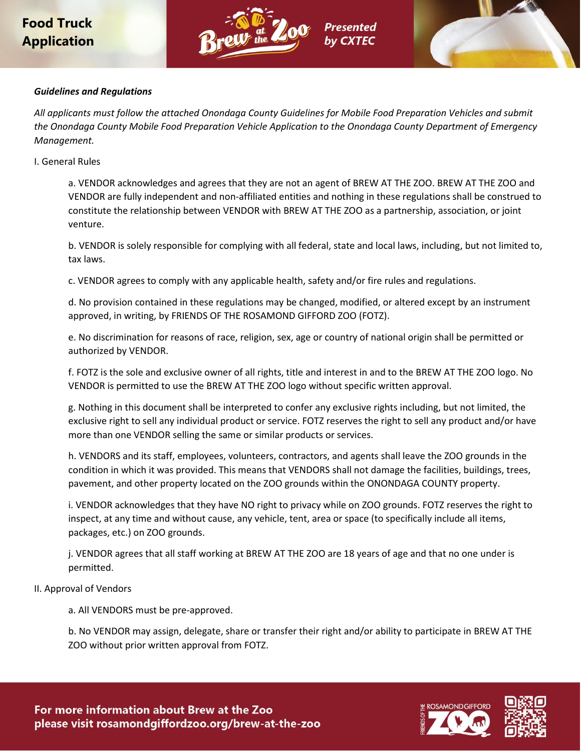# Food Truck Application

***Guidelines and Regulations***

*All applicants must follow the attached Onondaga County Guidelines for Mobile Food Preparation Vehicles and submit the Onondaga County Mobile Food Preparation Vehicle Application to the Onondaga County Department of Emergency Management.*

I. General Rules

a. VENDOR acknowledges and agrees that they are not an agent of BREW AT THE ZOO. BREW AT THE ZOO and VENDOR are fully independent and non-affiliated entities and nothing in these regulations shall be construed to constitute the relationship between VENDOR with BREW AT THE ZOO as a partnership, association, or joint venture.

b. VENDOR is solely responsible for complying with all federal, state and local laws, including, but not limited to, tax laws.

c. VENDOR agrees to comply with any applicable health, safety and/or fire rules and regulations.

d. No provision contained in these regulations may be changed, modified, or altered except by an instrument approved, in writing, by FRIENDS OF THE ROSAMOND GIFFORD ZOO (FOTZ).

e. No discrimination for reasons of race, religion, sex, age or country of national origin shall be permitted or authorized by VENDOR.

f. FOTZ is the sole and exclusive owner of all rights, title and interest in and to the BREW AT THE ZOO logo. No VENDOR is permitted to use the BREW AT THE ZOO logo without specific written approval.

g. Nothing in this document shall be interpreted to confer any exclusive rights including, but not limited, the exclusive right to sell any individual product or service. FOTZ reserves the right to sell any product and/or have more than one VENDOR selling the same or similar products or services.

h. VENDORS and its staff, employees, volunteers, contractors, and agents shall leave the ZOO grounds in the condition in which it was provided. This means that VENDORS shall not damage the facilities, buildings, trees, pavement, and other property located on the ZOO grounds within the ONONDAGA COUNTY property.

i. VENDOR acknowledges that they have NO right to privacy while on ZOO grounds. FOTZ reserves the right to inspect, at any time and without cause, any vehicle, tent, area or space (to specifically include all items, packages, etc.) on ZOO grounds.

j. VENDOR agrees that all staff working at BREW AT THE ZOO are 18 years of age and that no one under is permitted.

II. Approval of Vendors

a. All VENDORS must be pre-approved.

b. No VENDOR may assign, delegate, share or transfer their right and/or ability to participate in BREW AT THE ZOO without prior written approval from FOTZ.

**For more information about Brew at the Zoo please visit rosamondgiffordzoo.org/brew-at-the-zoo**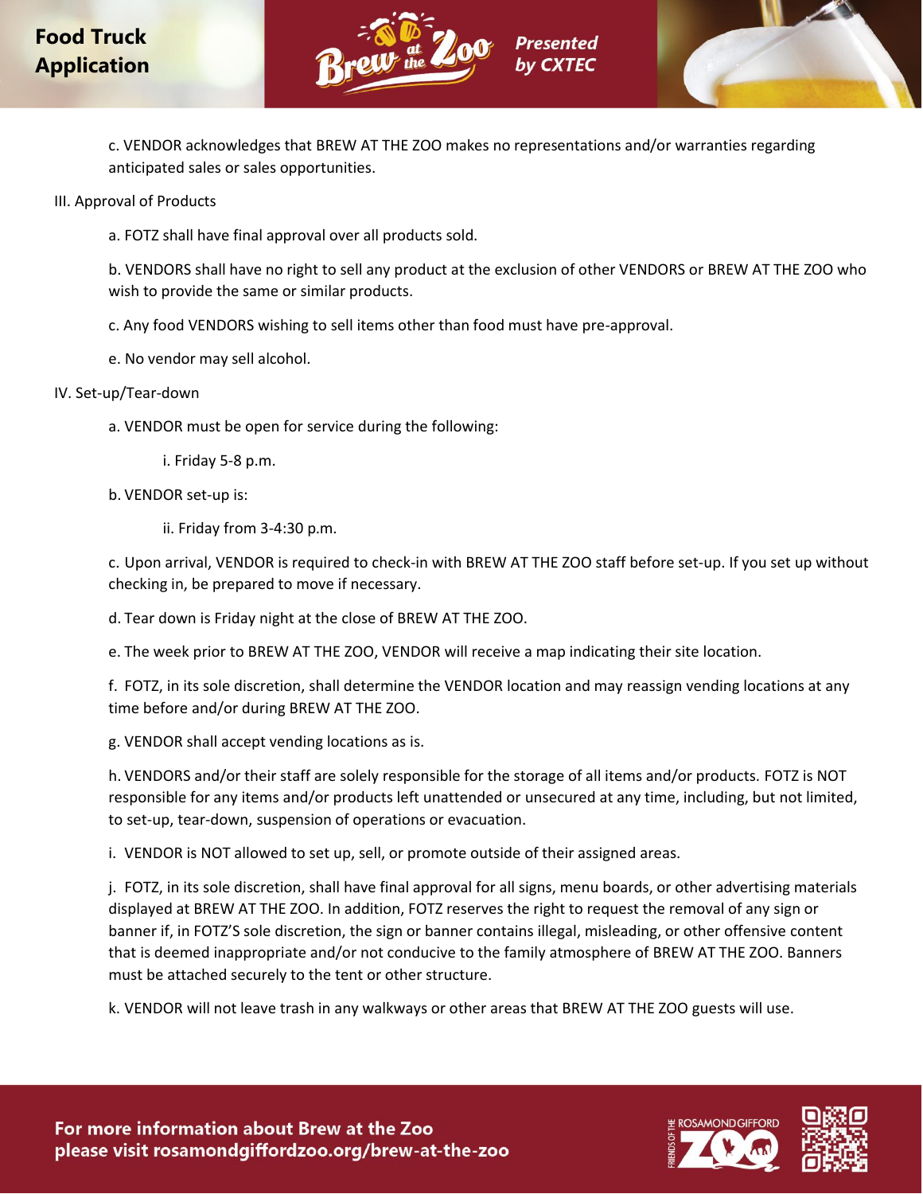c. VENDOR acknowledges that BREW AT THE ZOO makes no representations and/or warranties regarding anticipated sales or sales opportunities.

III. Approval of Products

a. FOTZ shall have final approval over all products sold.

b. VENDORS shall have no right to sell any product at the exclusion of other VENDORS or BREW AT THE ZOO who wish to provide the same or similar products.

c. Any food VENDORS wishing to sell items other than food must have pre-approval.

e. No vendor may sell alcohol.

IV. Set-up/Tear-down

a. VENDOR must be open for service during the following:

i. Friday 5-8 p.m.

b. VENDOR set-up is:

ii. Friday from 3-4:30 p.m.

c. Upon arrival, VENDOR is required to check-in with BREW AT THE ZOO staff before set-up. If you set up without checking in, be prepared to move if necessary.

d. Tear down is Friday night at the close of BREW AT THE ZOO.

e. The week prior to BREW AT THE ZOO, VENDOR will receive a map indicating their site location.

f. FOTZ, in its sole discretion, shall determine the VENDOR location and may reassign vending locations at any time before and/or during BREW AT THE ZOO.

g. VENDOR shall accept vending locations as is.

h. VENDORS and/or their staff are solely responsible for the storage of all items and/or products. FOTZ is NOT responsible for any items and/or products left unattended or unsecured at any time, including, but not limited, to set-up, tear-down, suspension of operations or evacuation.

i. VENDOR is NOT allowed to set up, sell, or promote outside of their assigned areas.

j. FOTZ, in its sole discretion, shall have final approval for all signs, menu boards, or other advertising materials displayed at BREW AT THE ZOO. In addition, FOTZ reserves the right to request the removal of any sign or banner if, in FOTZ'S sole discretion, the sign or banner contains illegal, misleading, or other offensive content that is deemed inappropriate and/or not conducive to the family atmosphere of BREW AT THE ZOO. Banners must be attached securely to the tent or other structure.

k. VENDOR will not leave trash in any walkways or other areas that BREW AT THE ZOO guests will use.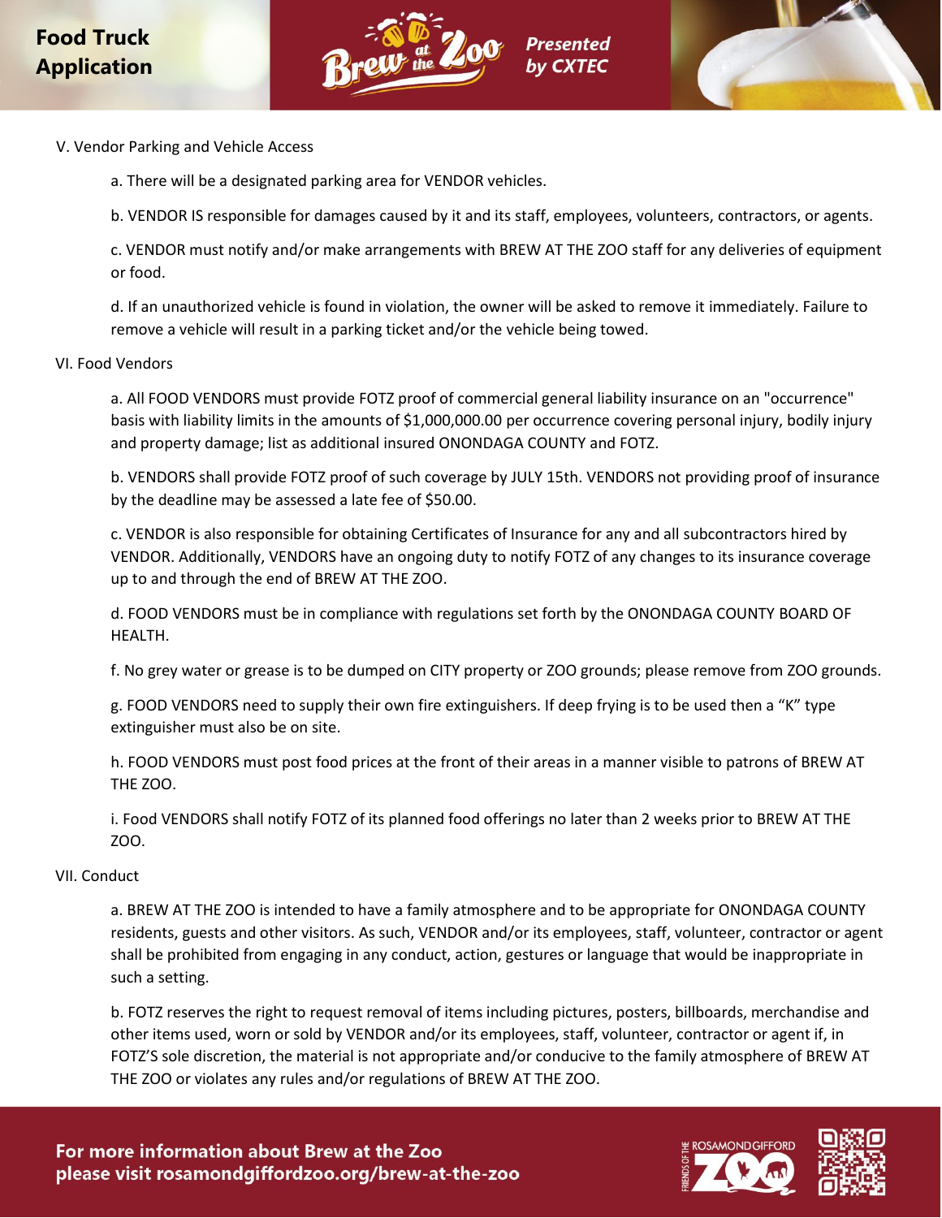V. Vendor Parking and Vehicle Access

a. There will be a designated parking area for VENDOR vehicles.

b. VENDOR IS responsible for damages caused by it and its staff, employees, volunteers, contractors, or agents.

c. VENDOR must notify and/or make arrangements with BREW AT THE ZOO staff for any deliveries of equipment or food.

d. If an unauthorized vehicle is found in violation, the owner will be asked to remove it immediately. Failure to remove a vehicle will result in a parking ticket and/or the vehicle being towed.

VI. Food Vendors

a. All FOOD VENDORS must provide FOTZ proof of commercial general liability insurance on an "occurrence" basis with liability limits in the amounts of $1,000,000.00 per occurrence covering personal injury, bodily injury and property damage; list as additional insured ONONDAGA COUNTY and FOTZ.

b. VENDORS shall provide FOTZ proof of such coverage by JULY 15th. VENDORS not providing proof of insurance by the deadline may be assessed a late fee of $50.00.

c. VENDOR is also responsible for obtaining Certificates of Insurance for any and all subcontractors hired by VENDOR. Additionally, VENDORS have an ongoing duty to notify FOTZ of any changes to its insurance coverage up to and through the end of BREW AT THE ZOO.

d. FOOD VENDORS must be in compliance with regulations set forth by the ONONDAGA COUNTY BOARD OF HEALTH.

f. No grey water or grease is to be dumped on CITY property or ZOO grounds; please remove from ZOO grounds.

g. FOOD VENDORS need to supply their own fire extinguishers. If deep frying is to be used then a "K" type extinguisher must also be on site.

h. FOOD VENDORS must post food prices at the front of their areas in a manner visible to patrons of BREW AT THE ZOO.

i. Food VENDORS shall notify FOTZ of its planned food offerings no later than 2 weeks prior to BREW AT THE ZOO.

VII. Conduct

a. BREW AT THE ZOO is intended to have a family atmosphere and to be appropriate for ONONDAGA COUNTY residents, guests and other visitors. As such, VENDOR and/or its employees, staff, volunteer, contractor or agent shall be prohibited from engaging in any conduct, action, gestures or language that would be inappropriate in such a setting.

b. FOTZ reserves the right to request removal of items including pictures, posters, billboards, merchandise and other items used, worn or sold by VENDOR and/or its employees, staff, volunteer, contractor or agent if, in FOTZ'S sole discretion, the material is not appropriate and/or conducive to the family atmosphere of BREW AT THE ZOO or violates any rules and/or regulations of BREW AT THE ZOO.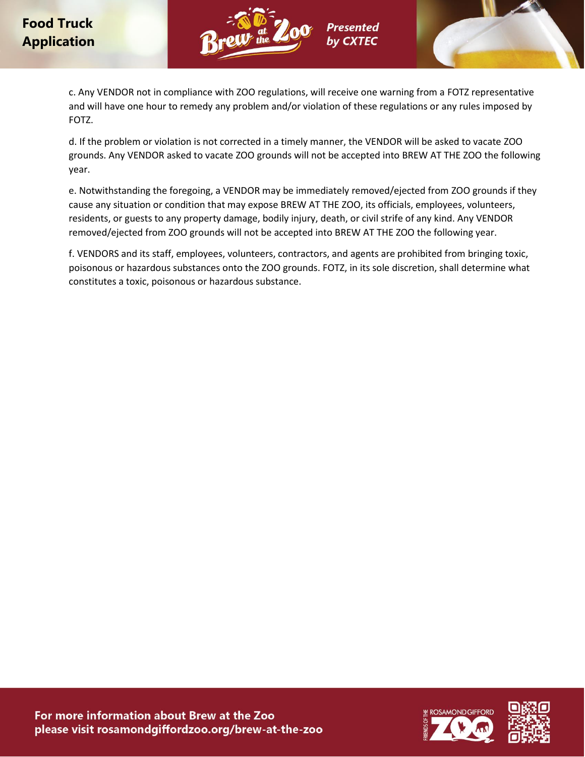c. Any VENDOR not in compliance with ZOO regulations, will receive one warning from a FOTZ representative and will have one hour to remedy any problem and/or violation of these regulations or any rules imposed by FOTZ.

d. If the problem or violation is not corrected in a timely manner, the VENDOR will be asked to vacate ZOO grounds. Any VENDOR asked to vacate ZOO grounds will not be accepted into BREW AT THE ZOO the following year.

e. Notwithstanding the foregoing, a VENDOR may be immediately removed/ejected from ZOO grounds if they cause any situation or condition that may expose BREW AT THE ZOO, its officials, employees, volunteers, residents, or guests to any property damage, bodily injury, death, or civil strife of any kind. Any VENDOR removed/ejected from ZOO grounds will not be accepted into BREW AT THE ZOO the following year.

f. VENDORS and its staff, employees, volunteers, contractors, and agents are prohibited from bringing toxic, poisonous or hazardous substances onto the ZOO grounds. FOTZ, in its sole discretion, shall determine what constitutes a toxic, poisonous or hazardous substance.